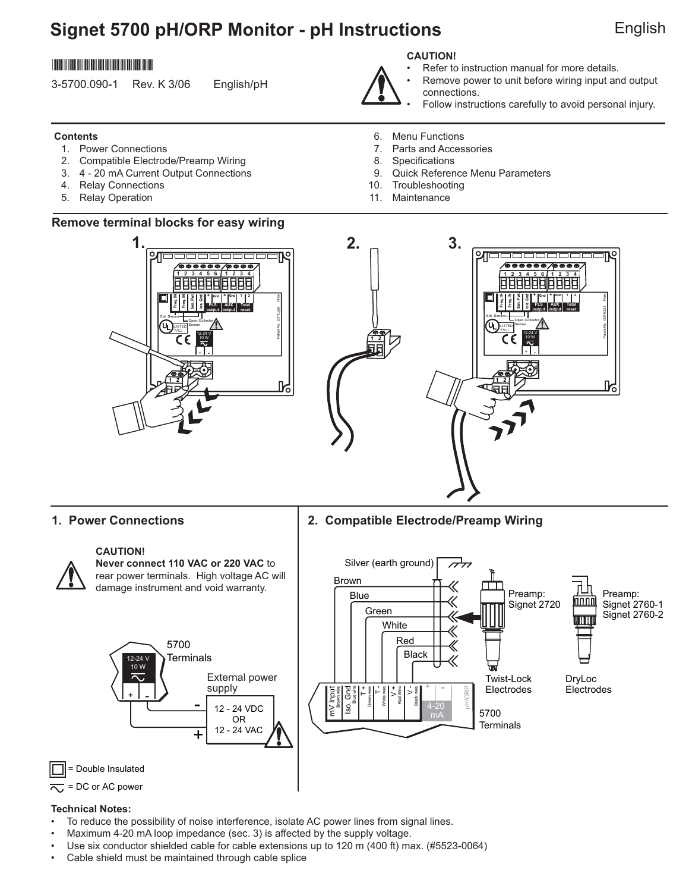# Signet 5700 pH/ORP Monitor - pH Instructions

English

3-5700.090-1 Rev. K 3/06 English/pH

**CAUTION!**

- Refer to instruction manual for more details.
- Remove power to unit before wiring input and output connections.
- Follow instructions carefully to avoid personal injury.

**Contents**

1. Power Connections
2. Compatible Electrode/Preamp Wiring
3. 4 - 20 mA Current Output Connections
4. Relay Connections
5. Relay Operation
6. Menu Functions
7. Parts and Accessories
8. Specifications
9. Quick Reference Menu Parameters
10. Troubleshooting
11. Maintenance

## Remove terminal blocks for easy wiring

1. 2. 3.

## 1. Power Connections

**CAUTION!**
**Never connect 110 VAC or 220 VAC** to rear power terminals. High voltage AC will damage instrument and void warranty.

5700 Terminals

12-24 V 10 W

External power supply

12 - 24 VDC OR 12 - 24 VAC

= Double Insulated

= DC or AC power

## 2. Compatible Electrode/Preamp Wiring

Silver (earth ground)
Brown
Blue
Green
White
Red
Black

Preamp: Signet 2720

Preamp: Signet 2760-1, Signet 2760-2

Twist-Lock Electrodes

DryLoc Electrodes

5700 Terminals: mV Input (Brown wire), Iso. Gnd (Blue wire), T+ (Green wire), T- (White wire), V+ (Red Wire), V- (Black wire), 4-20 mA + −, pH/ORP

**Technical Notes:**

- To reduce the possibility of noise interference, isolate AC power lines from signal lines.
- Maximum 4-20 mA loop impedance (sec. 3) is affected by the supply voltage.
- Use six conductor shielded cable for cable extensions up to 120 m (400 ft) max. (#5523-0064)
- Cable shield must be maintained through cable splice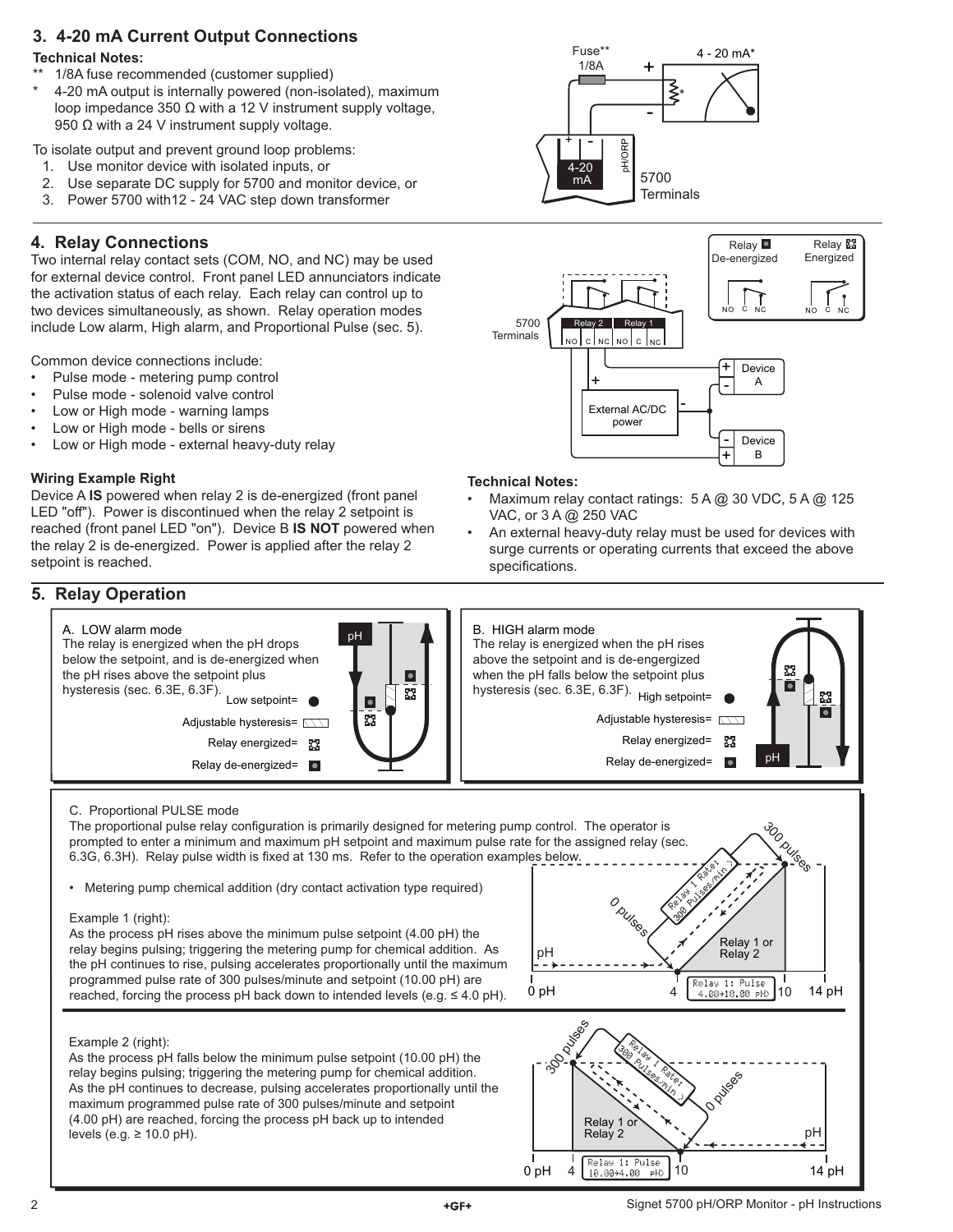## 3. 4-20 mA Current Output Connections

**Technical Notes:**

** 1/8A fuse recommended (customer supplied)

* 4-20 mA output is internally powered (non-isolated), maximum loop impedance 350 Ω with a 12 V instrument supply voltage, 950 Ω with a 24 V instrument supply voltage.

To isolate output and prevent ground loop problems:

1. Use monitor device with isolated inputs, or
2. Use separate DC supply for 5700 and monitor device, or
3. Power 5700 with12 - 24 VAC step down transformer

## 4. Relay Connections

Two internal relay contact sets (COM, NO, and NC) may be used for external device control. Front panel LED annunciators indicate the activation status of each relay. Each relay can control up to two devices simultaneously, as shown. Relay operation modes include Low alarm, High alarm, and Proportional Pulse (sec. 5).

Common device connections include:

- Pulse mode - metering pump control
- Pulse mode - solenoid valve control
- Low or High mode - warning lamps
- Low or High mode - bells or sirens
- Low or High mode - external heavy-duty relay

**Wiring Example Right**

Device A **IS** powered when relay 2 is de-energized (front panel LED "off"). Power is discontinued when the relay 2 setpoint is reached (front panel LED "on"). Device B **IS NOT** powered when the relay 2 is de-energized. Power is applied after the relay 2 setpoint is reached.

**Technical Notes:**

- Maximum relay contact ratings: 5 A @ 30 VDC, 5 A @ 125 VAC, or 3 A @ 250 VAC
- An external heavy-duty relay must be used for devices with surge currents or operating currents that exceed the above specifications.

## 5. Relay Operation

A. LOW alarm mode
The relay is energized when the pH drops below the setpoint, and is de-energized when the pH rises above the setpoint plus hysteresis (sec. 6.3E, 6.3F).

B. HIGH alarm mode
The relay is energized when the pH rises above the setpoint and is de-engergized when the pH falls below the setpoint plus hysteresis (sec. 6.3E, 6.3F).

C. Proportional PULSE mode
The proportional pulse relay configuration is primarily designed for metering pump control. The operator is prompted to enter a minimum and maximum pH setpoint and maximum pulse rate for the assigned relay (sec. 6.3G, 6.3H). Relay pulse width is fixed at 130 ms. Refer to the operation examples below.

- Metering pump chemical addition (dry contact activation type required)

Example 1 (right):
As the process pH rises above the minimum pulse setpoint (4.00 pH) the relay begins pulsing; triggering the metering pump for chemical addition. As the pH continues to rise, pulsing accelerates proportionally until the maximum programmed pulse rate of 300 pulses/minute and setpoint (10.00 pH) are reached, forcing the process pH back down to intended levels (e.g. ≤ 4.0 pH).

Example 2 (right):
As the process pH falls below the minimum pulse setpoint (10.00 pH) the relay begins pulsing; triggering the metering pump for chemical addition. As the pH continues to decrease, pulsing accelerates proportionally until the maximum programmed pulse rate of 300 pulses/minute and setpoint (4.00 pH) are reached, forcing the process pH back up to intended levels (e.g. ≥ 10.0 pH).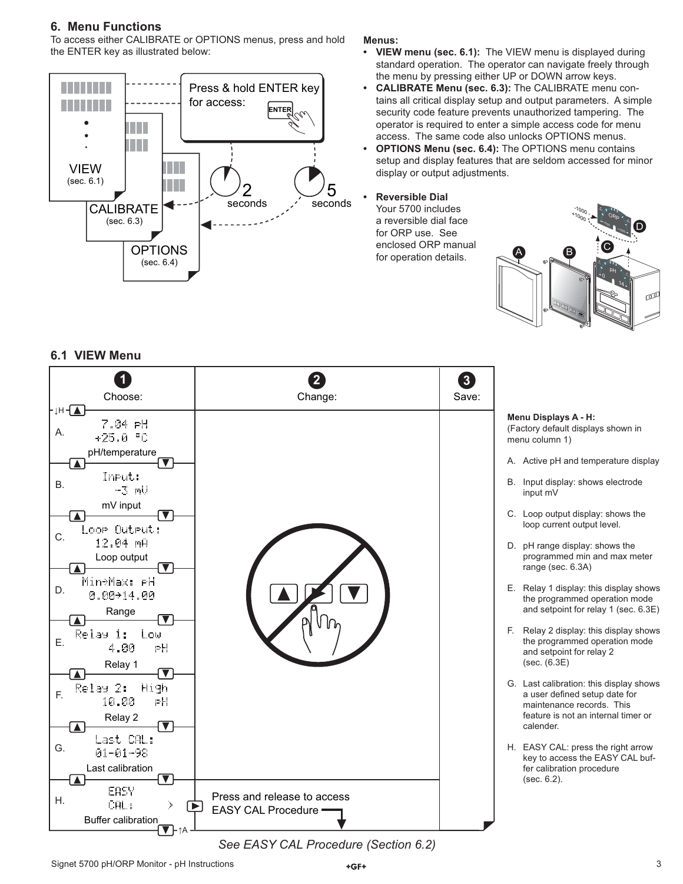## 6. Menu Functions

To access either CALIBRATE or OPTIONS menus, press and hold the ENTER key as illustrated below:

Press & hold ENTER key for access:

VIEW (sec. 6.1)

CALIBRATE (sec. 6.3) — 2 seconds

OPTIONS (sec. 6.4) — 5 seconds

**Menus:**

- **VIEW menu (sec. 6.1):** The VIEW menu is displayed during standard operation. The operator can navigate freely through the menu by pressing either UP or DOWN arrow keys.
- **CALIBRATE Menu (sec. 6.3):** The CALIBRATE menu contains all critical display setup and output parameters. A simple security code feature prevents unauthorized tampering. The operator is required to enter a simple access code for menu access. The same code also unlocks OPTIONS menus.
- **OPTIONS Menu (sec. 6.4):** The OPTIONS menu contains setup and display features that are seldom accessed for minor display or output adjustments.
- **Reversible Dial**
  Your 5700 includes a reversible dial face for ORP use. See enclosed ORP manual for operation details.

## 6.1 VIEW Menu

| 1 Choose: | 2 Change: | 3 Save: |
|---|---|---|
| A. 7.04 pH / +25.0 °C — pH/temperature | | |
| B. Input: -3 mV — mV input | | |
| C. Loop Output: 12.04 mA — Loop output | | |
| D. Min→Max: pH 0.00→14.00 — Range | | |
| E. Relay 1: Low 4.00 pH — Relay 1 | | |
| F. Relay 2: High 10.00 pH — Relay 2 | | |
| G. Last CAL: 01-01-98 — Last calibration | | |
| H. EASY CAL: > — Buffer calibration | Press and release to access EASY CAL Procedure | |

*See EASY CAL Procedure (Section 6.2)*

**Menu Displays A - H:**
(Factory default displays shown in menu column 1)

A. Active pH and temperature display

B. Input display: shows electrode input mV

C. Loop output display: shows the loop current output level.

D. pH range display: shows the programmed min and max meter range (sec. 6.3A)

E. Relay 1 display: this display shows the programmed operation mode and setpoint for relay 1 (sec. 6.3E)

F. Relay 2 display: this display shows the programmed operation mode and setpoint for relay 2 (sec. (6.3E)

G. Last calibration: this display shows a user defined setup date for maintenance records. This feature is not an internal timer or calender.

H. EASY CAL: press the right arrow key to access the EASY CAL buffer calibration procedure (sec. 6.2).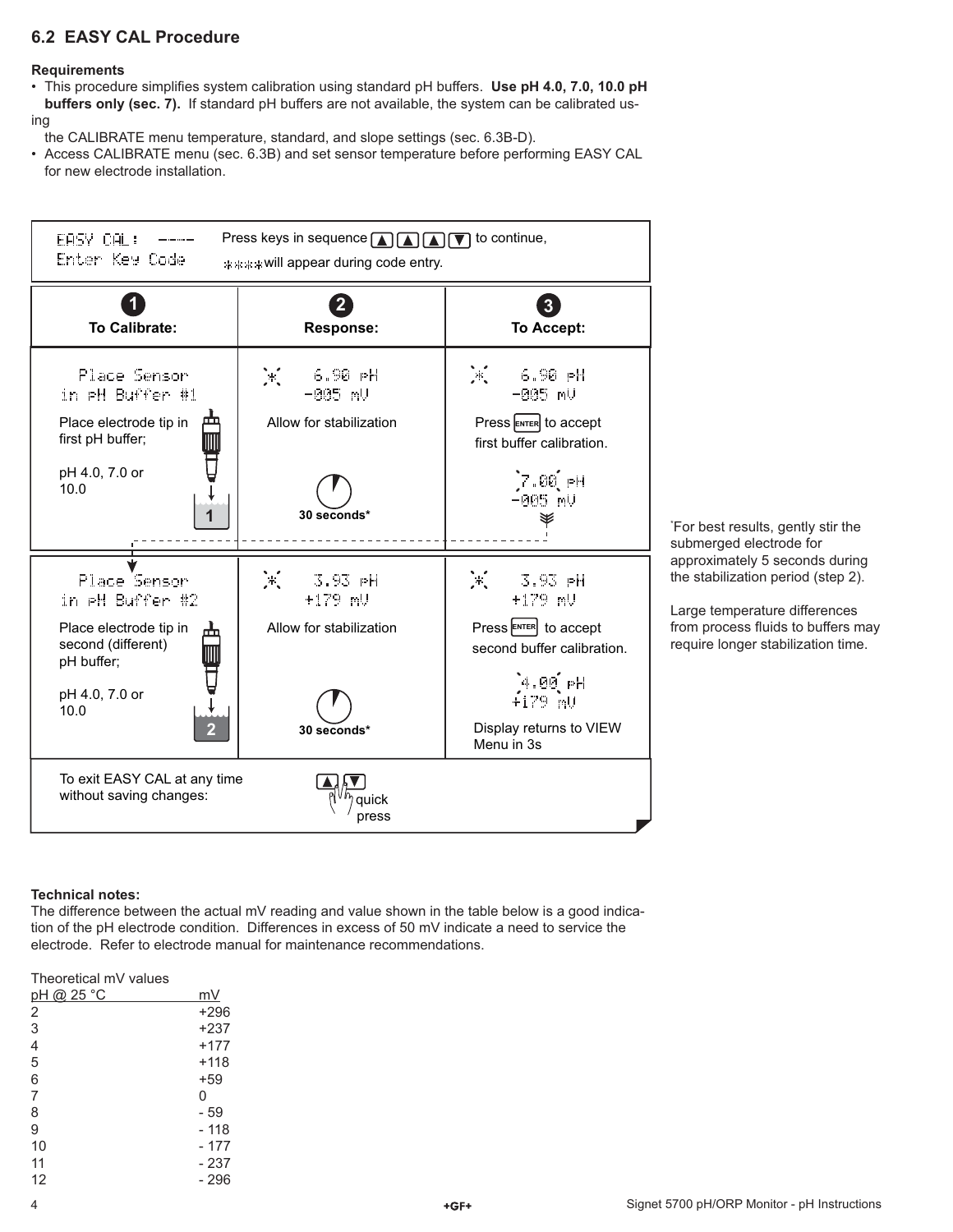## 6.2 EASY CAL Procedure

**Requirements**

- This procedure simplifies system calibration using standard pH buffers. **Use pH 4.0, 7.0, 10.0 pH buffers only (sec. 7).** If standard pH buffers are not available, the system can be calibrated using the CALIBRATE menu temperature, standard, and slope settings (sec. 6.3B-D).
- Access CALIBRATE menu (sec. 6.3B) and set sensor temperature before performing EASY CAL for new electrode installation.

| EASY CAL: ---- Enter Key Code | Press keys in sequence ▲ ▲ ▲ ▼ to continue, **** will appear during code entry. | |
|---|---|---|
| **1 To Calibrate:** | **2 Response:** | **3 To Accept:** |
| Place Sensor in pH Buffer #1<br>Place electrode tip in first pH buffer;<br>pH 4.0, 7.0 or 10.0 | * 6.90 pH -005 mV<br>Allow for stabilization<br>30 seconds* | * 6.90 pH -005 mV<br>Press ENTER to accept first buffer calibration.<br>7.00 pH -005 mV |
| Place Sensor in pH Buffer #2<br>Place electrode tip in second (different) pH buffer;<br>pH 4.0, 7.0 or 10.0 | * 3.93 pH +179 mV<br>Allow for stabilization<br>30 seconds* | * 3.93 pH +179 mV<br>Press ENTER to accept second buffer calibration.<br>4.00 pH +179 mV<br>Display returns to VIEW Menu in 3s |
| To exit EASY CAL at any time without saving changes: | ▲▼ quick press | |

*For best results, gently stir the submerged electrode for approximately 5 seconds during the stabilization period (step 2).

Large temperature differences from process fluids to buffers may require longer stabilization time.

**Technical notes:**

The difference between the actual mV reading and value shown in the table below is a good indication of the pH electrode condition. Differences in excess of 50 mV indicate a need to service the electrode. Refer to electrode manual for maintenance recommendations.

Theoretical mV values

| pH @ 25 °C | mV |
|---|---|
| 2 | +296 |
| 3 | +237 |
| 4 | +177 |
| 5 | +118 |
| 6 | +59 |
| 7 | 0 |
| 8 | - 59 |
| 9 | - 118 |
| 10 | - 177 |
| 11 | - 237 |
| 12 | - 296 |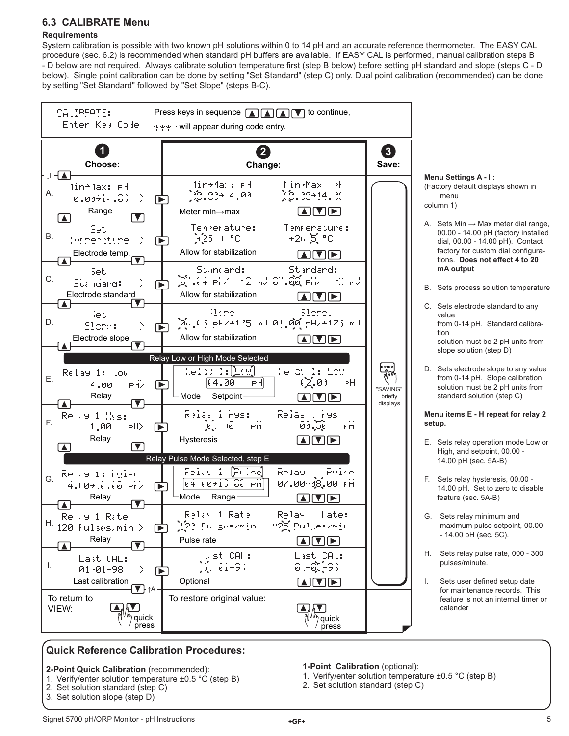## 6.3 CALIBRATE Menu

**Requirements**

System calibration is possible with two known pH solutions within 0 to 14 pH and an accurate reference thermometer. The EASY CAL procedure (sec. 6.2) is recommended when standard pH buffers are available. If EASY CAL is performed, manual calibration steps B - D below are not required. Always calibrate solution temperature first (step B below) before setting pH standard and slope (steps C - D below). Single point calibration can be done by setting "Set Standard" (step C) only. Dual point calibration (recommended) can be done by setting "Set Standard" followed by "Set Slope" (steps B-C).

CALIBRATE: ----
Enter Key Code

Press keys in sequence ▲ ▲ ▲ ▼ to continue, **** will appear during code entry.

| | 1 Choose: | 2 Change: | | 3 Save: |
|---|---|---|---|---|
| A. | Min→Max: pH 0.00→14.00 > (Range) | Min→Max: pH 00.00→14.00 (Meter min→max) | Min→Max: pH 00.00→14.00 ▲▼▶ | ENTER "SAVING" briefly displays |
| B. | Set Temperature: > (Electrode temp.) | Temperature: +25.0 °C (Allow for stabilization) | Temperature: +26.5 °C ▲▼▶ | |
| C. | Set Standard: > (Electrode standard) | Standard: 07.04 pH/ -2 mV (Allow for stabilization) | Standard: 07.00 pH/ -2 mV ▲▼▶ | |
| D. | Set Slope: > (Electrode slope) | Slope: 04.05 pH/+175 mV (Allow for stabilization) | Slope: 04.00 pH/+175 mV ▲▼▶ | |
| | **Relay Low or High Mode Selected** | | | |
| E. | Relay 1: Low 4.00 pH> (Relay) | Relay 1: Low 04.00 pH (Mode, Setpoint) | Relay 1: Low 02.00 pH ▲▼▶ | |
| F. | Relay 1 Hys: 1.00 pH> (Relay) | Relay 1 Hys: 01.00 pH (Hysteresis) | Relay 1 Hys: 00.50 pH ▲▼▶ | |
| | **Relay Pulse Mode Selected, step E** | | | |
| G. | Relay 1: Pulse 4.00→10.00 pH> (Relay) | Relay 1 Pulse 04.00→10.00 pH (Mode, Range) | Relay 1 Pulse 07.00→08.00 pH ▲▼▶ | |
| H. | Relay 1 Rate: 120 Pulses/min > (Relay) | Relay 1 Rate: 120 Pulses/min (Pulse rate) | Relay 1 Rate: 025 Pulses/min ▲▼▶ | |
| I. | Last CAL: 01-01-98 > (Last calibration) | Last CAL: 01-01-98 (Optional) | Last CAL: 02-05-98 ▲▼▶ | |
| | To return to VIEW: ▲▼ quick press | To restore original value: ▲▼ quick press | | |

**Menu Settings A - I :**
(Factory default displays shown in menu column 1)

A. Sets Min → Max meter dial range, 00.00 - 14.00 pH (factory installed dial, 00.00 - 14.00 pH). Contact factory for custom dial configurations. **Does not effect 4 to 20 mA output**

B. Sets process solution temperature

C. Sets electrode standard to any value from 0-14 pH. Standard calibration solution must be 2 pH units from slope solution (step D)

D. Sets electrode slope to any value from 0-14 pH. Slope calibration solution must be 2 pH units from standard solution (step C)

**Menu items E - H repeat for relay 2 setup.**

E. Sets relay operation mode Low or High, and setpoint, 00.00 - 14.00 pH (sec. 5A-B)

F. Sets relay hysteresis, 00.00 - 14.00 pH. Set to zero to disable feature (sec. 5A-B)

G. Sets relay minimum and maximum pulse setpoint, 00.00 - 14.00 pH (sec. 5C).

H. Sets relay pulse rate, 000 - 300 pulses/minute.

I. Sets user defined setup date for maintenance records. This feature is not an internal timer or calender

### Quick Reference Calibration Procedures:

**2-Point Quick Calibration** (recommended):
1. Verify/enter solution temperature ±0.5 °C (step B)
2. Set solution standard (step C)
3. Set solution slope (step D)

**1-Point Calibration** (optional):
1. Verify/enter solution temperature ±0.5 °C (step B)
2. Set solution standard (step C)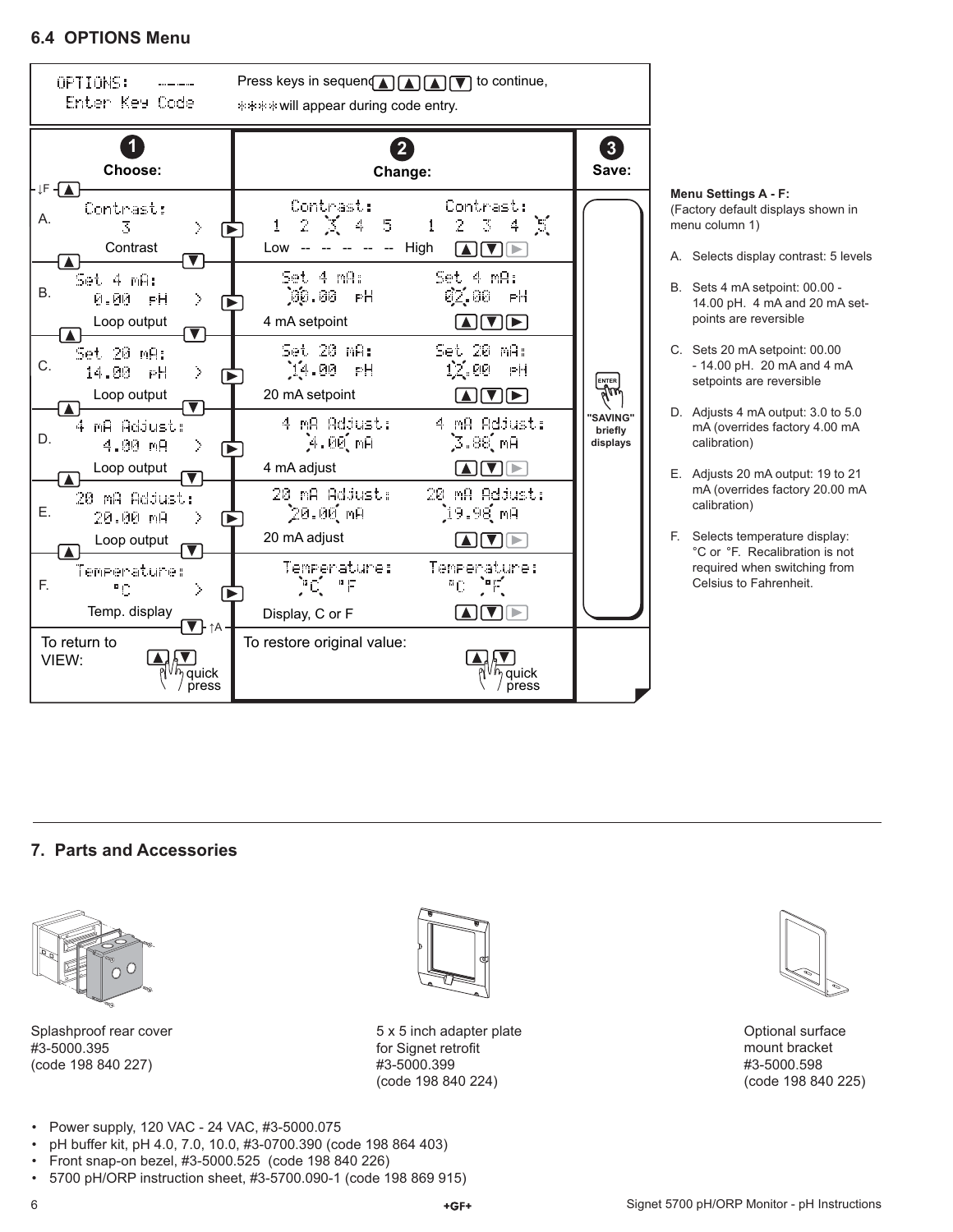## 6.4 OPTIONS Menu

| OPTIONS: ---- Enter Key Code | Press keys in sequence ▲ ▲ ▲ ▼ to continue, **** will appear during code entry. | |
|---|---|---|
| **1 Choose:** | **2 Change:** | **3 Save:** |
| A. Contrast: 3 > ► Contrast | Contrast: 1 2 3 4 5 / Contrast: 1 2 3 4 5 — Low -- -- -- -- -- High ▲▼► | ENTER "SAVING" briefly displays |
| B. Set 4 mA: 0.00 pH > ► Loop output | Set 4 mA: 00.00 pH / Set 4 mA: 02.00 pH — 4 mA setpoint ▲▼► | |
| C. Set 20 mA: 14.00 pH > ► Loop output | Set 20 mA: 14.00 pH / Set 20 mA: 12.00 pH — 20 mA setpoint ▲▼► | |
| D. 4 mA Adjust: 4.00 mA > ► Loop output | 4 mA Adjust: 4.00 mA / 4 mA Adjust: 3.88 mA — 4 mA adjust ▲▼► | |
| E. 20 mA Adjust: 20.00 mA > ► Loop output | 20 mA Adjust: 20.00 mA / 20 mA Adjust: 19.98 mA — 20 mA adjust ▲▼► | |
| F. Temperature: °C > ► Temp. display | Temperature: °C °F / Temperature: °C °F — Display, C or F ▲▼► | |
| To return to VIEW: ▲▼ quick press | To restore original value: ▲▼ quick press | |

**Menu Settings A - F:**
(Factory default displays shown in menu column 1)

A. Selects display contrast: 5 levels

B. Sets 4 mA setpoint: 00.00 - 14.00 pH. 4 mA and 20 mA setpoints are reversible

C. Sets 20 mA setpoint: 00.00 - 14.00 pH. 20 mA and 4 mA setpoints are reversible

D. Adjusts 4 mA output: 3.0 to 5.0 mA (overrides factory 4.00 mA calibration)

E. Adjusts 20 mA output: 19 to 21 mA (overrides factory 20.00 mA calibration)

F. Selects temperature display: °C or °F. Recalibration is not required when switching from Celsius to Fahrenheit.

## 7. Parts and Accessories

Splashproof rear cover
#3-5000.395
(code 198 840 227)

5 x 5 inch adapter plate
for Signet retrofit
#3-5000.399
(code 198 840 224)

Optional surface
mount bracket
#3-5000.598
(code 198 840 225)

- Power supply, 120 VAC - 24 VAC, #3-5000.075
- pH buffer kit, pH 4.0, 7.0, 10.0, #3-0700.390 (code 198 864 403)
- Front snap-on bezel, #3-5000.525 (code 198 840 226)
- 5700 pH/ORP instruction sheet, #3-5700.090-1 (code 198 869 915)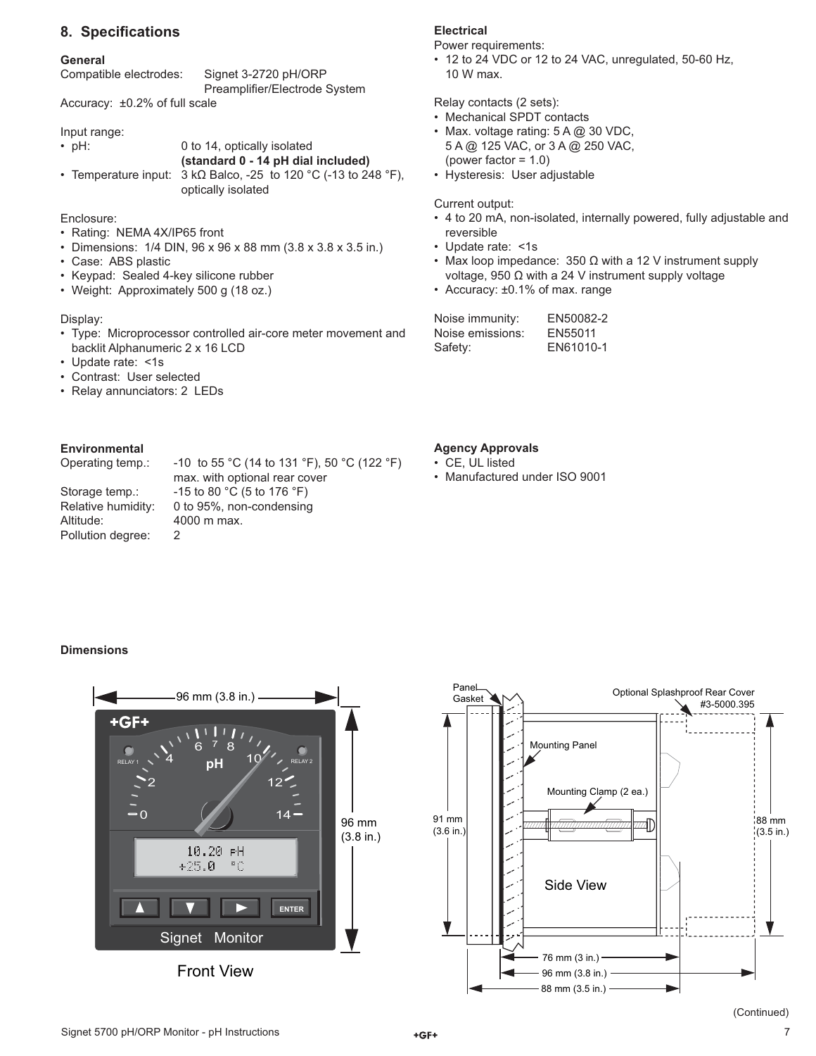## 8. Specifications

### General

Compatible electrodes: Signet 3-2720 pH/ORP Preamplifier/Electrode System

Accuracy: ±0.2% of full scale

Input range:

- pH: 0 to 14, optically isolated **(standard 0 - 14 pH dial included)**
- Temperature input: 3 kΩ Balco, -25 to 120 °C (-13 to 248 °F), optically isolated

Enclosure:

- Rating: NEMA 4X/IP65 front
- Dimensions: 1/4 DIN, 96 x 96 x 88 mm (3.8 x 3.8 x 3.5 in.)
- Case: ABS plastic
- Keypad: Sealed 4-key silicone rubber
- Weight: Approximately 500 g (18 oz.)

Display:

- Type: Microprocessor controlled air-core meter movement and backlit Alphanumeric 2 x 16 LCD
- Update rate: <1s
- Contrast: User selected
- Relay annunciators: 2 LEDs

### Electrical

Power requirements:

- 12 to 24 VDC or 12 to 24 VAC, unregulated, 50-60 Hz, 10 W max.

Relay contacts (2 sets):

- Mechanical SPDT contacts
- Max. voltage rating: 5 A @ 30 VDC, 5 A @ 125 VAC, or 3 A @ 250 VAC, (power factor = 1.0)
- Hysteresis: User adjustable

Current output:

- 4 to 20 mA, non-isolated, internally powered, fully adjustable and reversible
- Update rate: <1s
- Max loop impedance: 350 Ω with a 12 V instrument supply voltage, 950 Ω with a 24 V instrument supply voltage
- Accuracy: ±0.1% of max. range

Noise immunity: EN50082-2

Noise emissions: EN55011

Safety: EN61010-1

### Environmental

Operating temp.: -10 to 55 °C (14 to 131 °F), 50 °C (122 °F) max. with optional rear cover

Storage temp.: -15 to 80 °C (5 to 176 °F)

Relative humidity: 0 to 95%, non-condensing

Altitude: 4000 m max.

Pollution degree: 2

### Agency Approvals

- CE, UL listed
- Manufactured under ISO 9001

### Dimensions

Front View: 96 mm (3.8 in.) x 96 mm (3.8 in.)

Side View: Panel Gasket; Mounting Panel; Mounting Clamp (2 ea.); Optional Splashproof Rear Cover #3-5000.395; 91 mm (3.6 in.); 88 mm (3.5 in.); 76 mm (3 in.); 96 mm (3.8 in.); 88 mm (3.5 in.)

(Continued)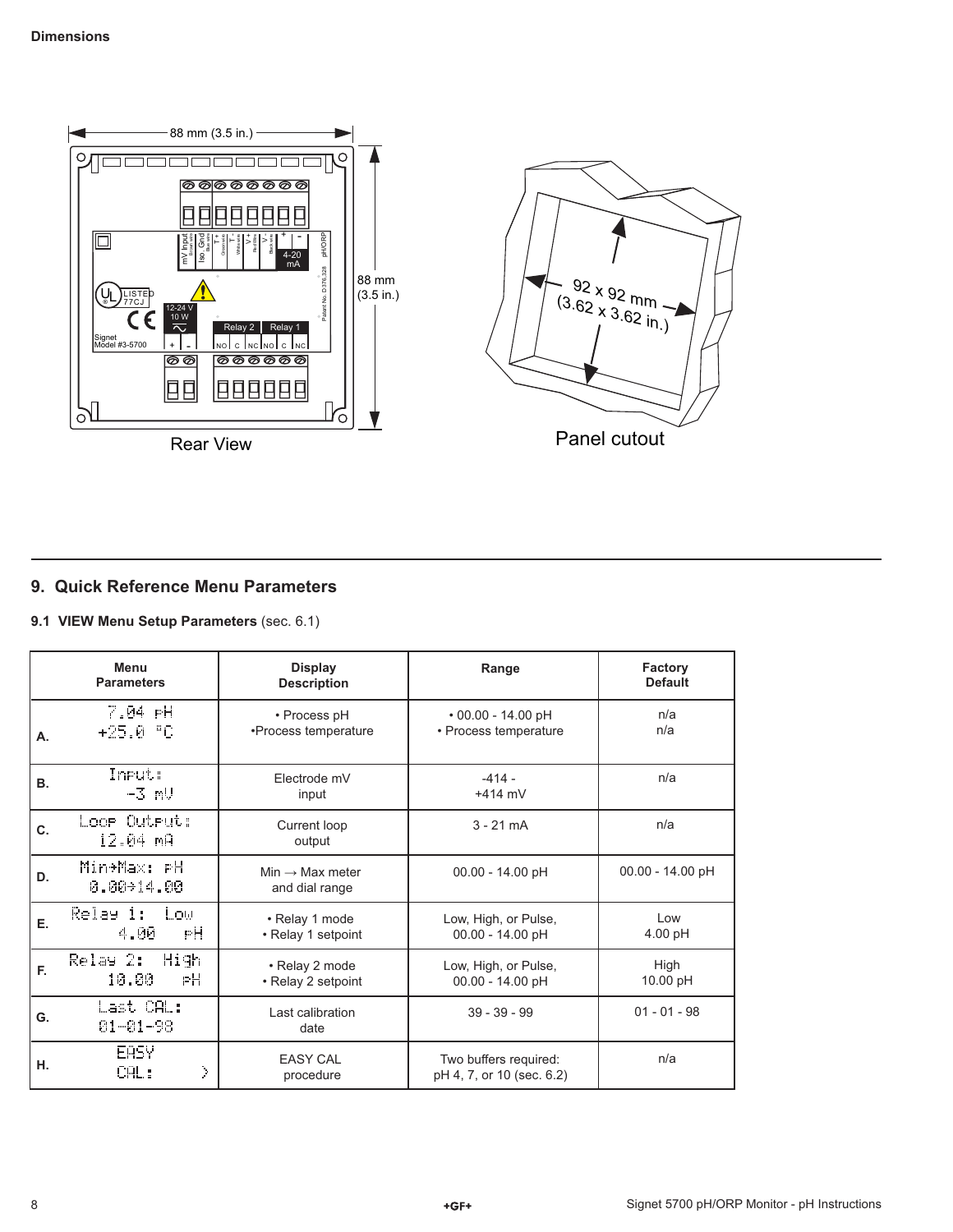**Dimensions**

88 mm (3.5 in.)

88 mm (3.5 in.)

Rear View

92 x 92 mm (3.62 x 3.62 in.)

Panel cutout

## 9. Quick Reference Menu Parameters

### 9.1 VIEW Menu Setup Parameters (sec. 6.1)

| | Menu Parameters | Display Description | Range | Factory Default |
|---|---|---|---|---|
| A. | 7.04 pH<br>+25.0 °C | • Process pH<br>•Process temperature | • 00.00 - 14.00 pH<br>• Process temperature | n/a<br>n/a |
| B. | Input:<br>-3 mV | Electrode mV input | -414 -<br>+414 mV | n/a |
| C. | Loop Output:<br>12.04 mA | Current loop output | 3 - 21 mA | n/a |
| D. | Min→Max: pH<br>0.00→14.00 | Min → Max meter and dial range | 00.00 - 14.00 pH | 00.00 - 14.00 pH |
| E. | Relay 1: Low<br>4.00 pH | • Relay 1 mode<br>• Relay 1 setpoint | Low, High, or Pulse,<br>00.00 - 14.00 pH | Low<br>4.00 pH |
| F. | Relay 2: High<br>10.00 pH | • Relay 2 mode<br>• Relay 2 setpoint | Low, High, or Pulse,<br>00.00 - 14.00 pH | High<br>10.00 pH |
| G. | Last CAL:<br>01-01-98 | Last calibration date | 39 - 39 - 99 | 01 - 01 - 98 |
| H. | EASY<br>CAL: > | EASY CAL procedure | Two buffers required:<br>pH 4, 7, or 10 (sec. 6.2) | n/a |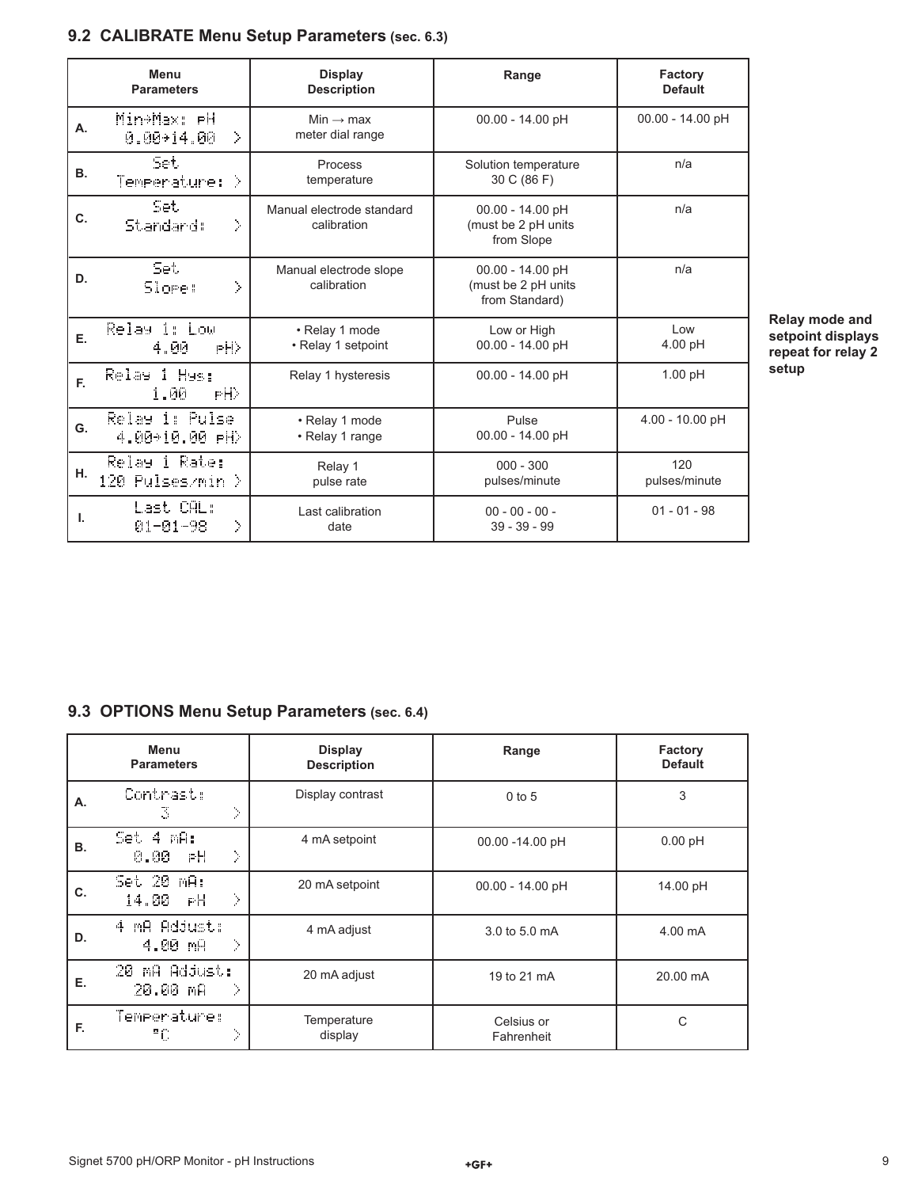## 9.2 CALIBRATE Menu Setup Parameters (sec. 6.3)

| | Menu Parameters | Display Description | Range | Factory Default |
|---|---|---|---|---|
| A. | Min→Max: pH 0.00→14.00 > | Min → max meter dial range | 00.00 - 14.00 pH | 00.00 - 14.00 pH |
| B. | Set Temperature: > | Process temperature | Solution temperature 30 C (86 F) | n/a |
| C. | Set Standard: > | Manual electrode standard calibration | 00.00 - 14.00 pH (must be 2 pH units from Slope | n/a |
| D. | Set Slope: > | Manual electrode slope calibration | 00.00 - 14.00 pH (must be 2 pH units from Standard) | n/a |
| E. | Relay 1: Low 4.00 pH> | • Relay 1 mode • Relay 1 setpoint | Low or High 00.00 - 14.00 pH | Low 4.00 pH |
| F. | Relay 1 Hys: 1.00 pH> | Relay 1 hysteresis | 00.00 - 14.00 pH | 1.00 pH |
| G. | Relay 1: Pulse 4.00→10.00 pH> | • Relay 1 mode • Relay 1 range | Pulse 00.00 - 14.00 pH | 4.00 - 10.00 pH |
| H. | Relay 1 Rate: 120 Pulses/min > | Relay 1 pulse rate | 000 - 300 pulses/minute | 120 pulses/minute |
| I. | Last CAL: 01-01-98 > | Last calibration date | 00 - 00 - 00 - 39 - 39 - 99 | 01 - 01 - 98 |

**Relay mode and setpoint displays repeat for relay 2 setup**

## 9.3 OPTIONS Menu Setup Parameters (sec. 6.4)

| | Menu Parameters | Display Description | Range | Factory Default |
|---|---|---|---|---|
| A. | Contrast: 3 > | Display contrast | 0 to 5 | 3 |
| B. | Set 4 mA: 0.00 pH > | 4 mA setpoint | 00.00 -14.00 pH | 0.00 pH |
| C. | Set 20 mA: 14.00 pH > | 20 mA setpoint | 00.00 - 14.00 pH | 14.00 pH |
| D. | 4 mA Adjust: 4.00 mA > | 4 mA adjust | 3.0 to 5.0 mA | 4.00 mA |
| E. | 20 mA Adjust: 20.00 mA > | 20 mA adjust | 19 to 21 mA | 20.00 mA |
| F. | Temperature: °C > | Temperature display | Celsius or Fahrenheit | C |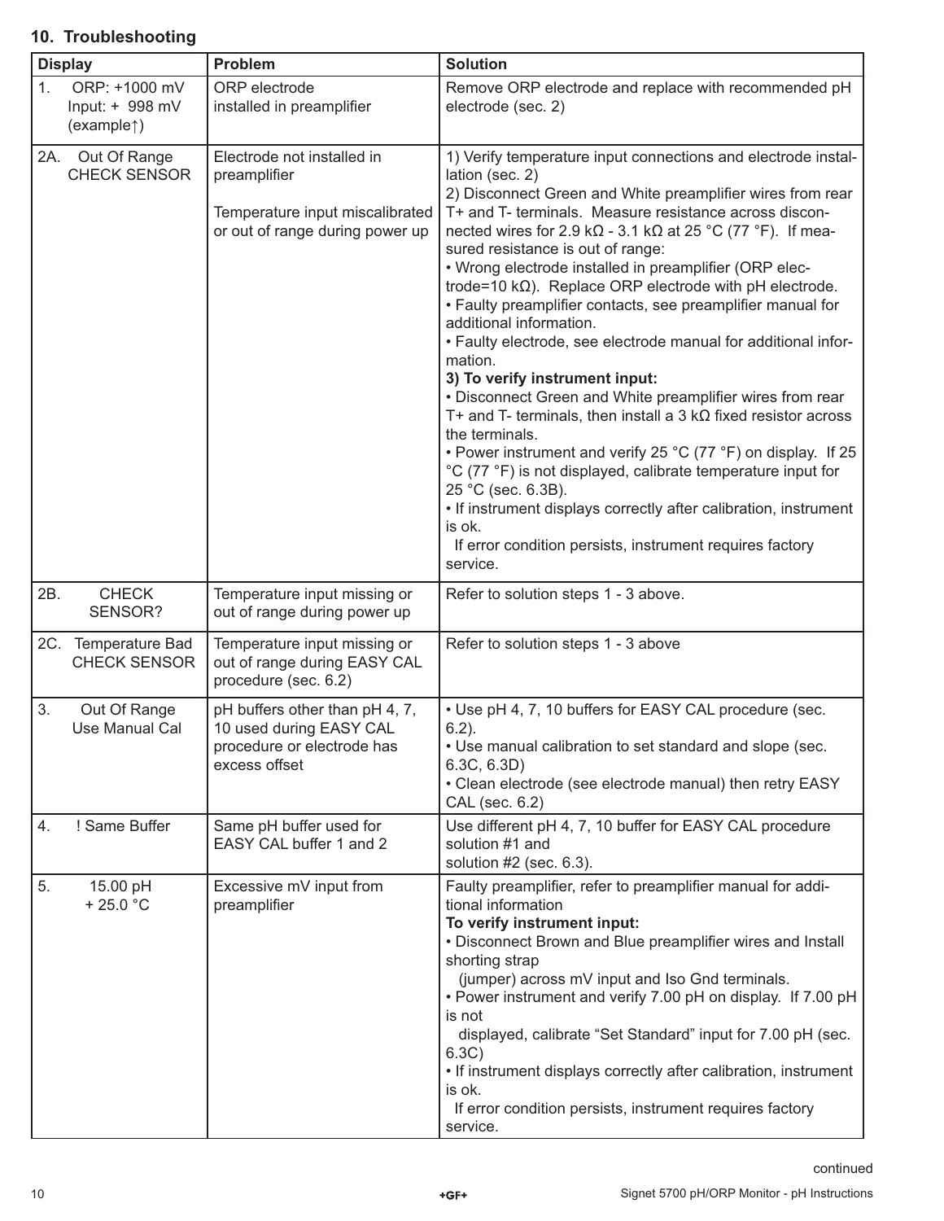## 10. Troubleshooting

| Display | Problem | Solution |
|---|---|---|
| 1. ORP: +1000 mV<br>Input: + 998 mV<br>(example↑) | ORP electrode installed in preamplifier | Remove ORP electrode and replace with recommended pH electrode (sec. 2) |
| 2A. Out Of Range<br>CHECK SENSOR | Electrode not installed in preamplifier<br><br>Temperature input miscalibrated or out of range during power up | 1) Verify temperature input connections and electrode installation (sec. 2)<br>2) Disconnect Green and White preamplifier wires from rear T+ and T- terminals. Measure resistance across disconnected wires for 2.9 kΩ - 3.1 kΩ at 25 °C (77 °F). If measured resistance is out of range:<br>• Wrong electrode installed in preamplifier (ORP electrode=10 kΩ). Replace ORP electrode with pH electrode.<br>• Faulty preamplifier contacts, see preamplifier manual for additional information.<br>• Faulty electrode, see electrode manual for additional information.<br>**3) To verify instrument input:**<br>• Disconnect Green and White preamplifier wires from rear T+ and T- terminals, then install a 3 kΩ fixed resistor across the terminals.<br>• Power instrument and verify 25 °C (77 °F) on display. If 25 °C (77 °F) is not displayed, calibrate temperature input for 25 °C (sec. 6.3B).<br>• If instrument displays correctly after calibration, instrument is ok.<br>If error condition persists, instrument requires factory service. |
| 2B. CHECK SENSOR? | Temperature input missing or out of range during power up | Refer to solution steps 1 - 3 above. |
| 2C. Temperature Bad<br>CHECK SENSOR | Temperature input missing or out of range during EASY CAL procedure (sec. 6.2) | Refer to solution steps 1 - 3 above |
| 3. Out Of Range<br>Use Manual Cal | pH buffers other than pH 4, 7, 10 used during EASY CAL procedure or electrode has excess offset | • Use pH 4, 7, 10 buffers for EASY CAL procedure (sec. 6.2).<br>• Use manual calibration to set standard and slope (sec. 6.3C, 6.3D)<br>• Clean electrode (see electrode manual) then retry EASY CAL (sec. 6.2) |
| 4. ! Same Buffer | Same pH buffer used for EASY CAL buffer 1 and 2 | Use different pH 4, 7, 10 buffer for EASY CAL procedure solution #1 and<br>solution #2 (sec. 6.3). |
| 5. 15.00 pH<br>+ 25.0 °C | Excessive mV input from preamplifier | Faulty preamplifier, refer to preamplifier manual for additional information<br>**To verify instrument input:**<br>• Disconnect Brown and Blue preamplifier wires and Install shorting strap<br>(jumper) across mV input and Iso Gnd terminals.<br>• Power instrument and verify 7.00 pH on display. If 7.00 pH is not<br>displayed, calibrate "Set Standard" input for 7.00 pH (sec. 6.3C)<br>• If instrument displays correctly after calibration, instrument is ok.<br>If error condition persists, instrument requires factory service. |

continued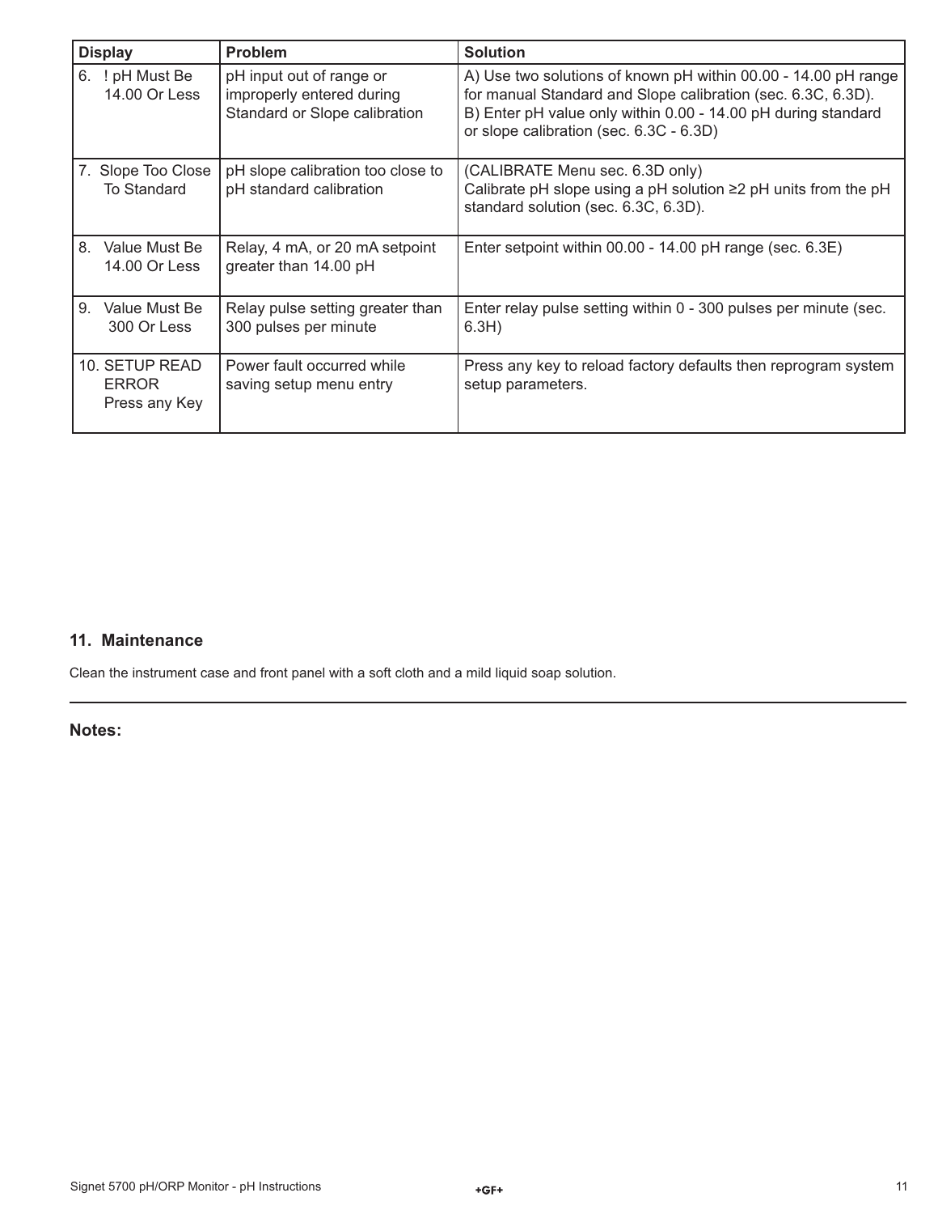| Display | Problem | Solution |
|---|---|---|
| 6. ! pH Must Be 14.00 Or Less | pH input out of range or improperly entered during Standard or Slope calibration | A) Use two solutions of known pH within 00.00 - 14.00 pH range for manual Standard and Slope calibration (sec. 6.3C, 6.3D).<br>B) Enter pH value only within 0.00 - 14.00 pH during standard or slope calibration (sec. 6.3C - 6.3D) |
| 7. Slope Too Close To Standard | pH slope calibration too close to pH standard calibration | (CALIBRATE Menu sec. 6.3D only)<br>Calibrate pH slope using a pH solution ≥2 pH units from the pH standard solution (sec. 6.3C, 6.3D). |
| 8. Value Must Be 14.00 Or Less | Relay, 4 mA, or 20 mA setpoint greater than 14.00 pH | Enter setpoint within 00.00 - 14.00 pH range (sec. 6.3E) |
| 9. Value Must Be 300 Or Less | Relay pulse setting greater than 300 pulses per minute | Enter relay pulse setting within 0 - 300 pulses per minute (sec. 6.3H) |
| 10. SETUP READ ERROR Press any Key | Power fault occurred while saving setup menu entry | Press any key to reload factory defaults then reprogram system setup parameters. |

## 11. Maintenance

Clean the instrument case and front panel with a soft cloth and a mild liquid soap solution.

---

**Notes:**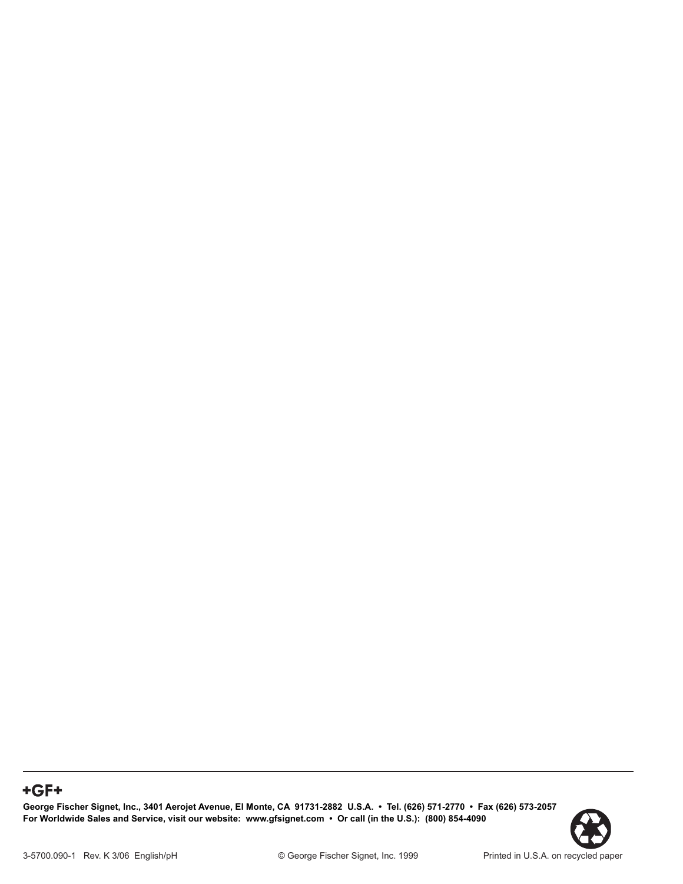+GF+

**George Fischer Signet, Inc., 3401 Aerojet Avenue, El Monte, CA 91731-2882 U.S.A. • Tel. (626) 571-2770 • Fax (626) 573-2057**
**For Worldwide Sales and Service, visit our website: www.gfsignet.com • Or call (in the U.S.): (800) 854-4090**

3-5700.090-1 Rev. K 3/06 English/pH © George Fischer Signet, Inc. 1999 Printed in U.S.A. on recycled paper